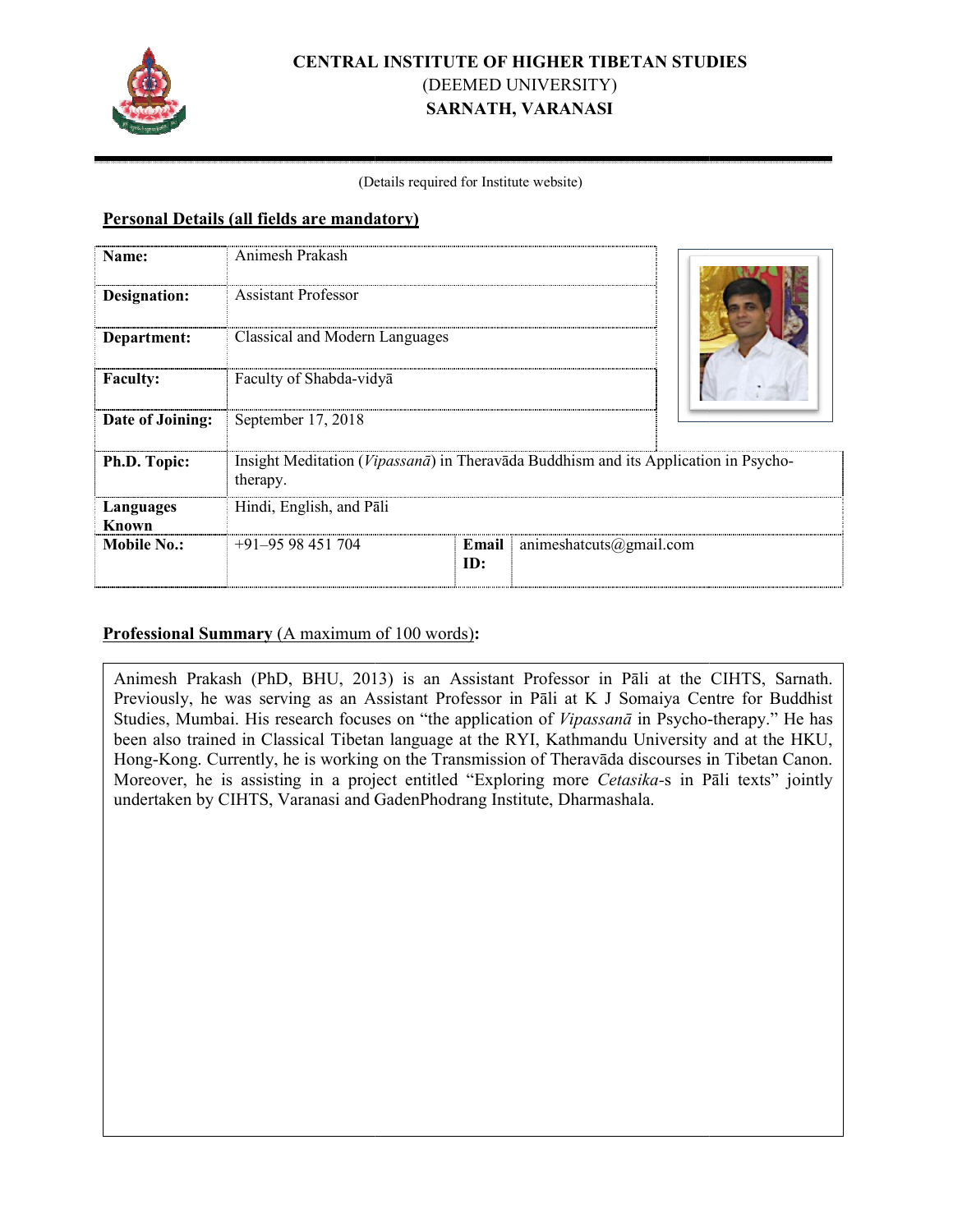# CENTRAL INSTITUTE OF HIGHER TIBETAN STUDIES
(DEEMED UNIVERSITY)
**SARNATH, VARANASI**

(Details required for Institute website)

## Personal Details (all fields are mandatory)

| | | | |
|---|---|---|---|
| **Name:** | Animesh Prakash | | |
| **Designation:** | Assistant Professor | | |
| **Department:** | Classical and Modern Languages | | |
| **Faculty:** | Faculty of Shabda-vidyā | | |
| **Date of Joining:** | September 17, 2018 | | |
| **Ph.D. Topic:** | Insight Meditation (*Vipassanā*) in Theravāda Buddhism and its Application in Psycho-therapy. | | |
| **Languages Known** | Hindi, English, and Pāli | | |
| **Mobile No.:** | +91–95 98 451 704 | **Email ID:** | animeshatcuts@gmail.com |

## Professional Summary (A maximum of 100 words):

Animesh Prakash (PhD, BHU, 2013) is an Assistant Professor in Pāli at the CIHTS, Sarnath. Previously, he was serving as an Assistant Professor in Pāli at K J Somaiya Centre for Buddhist Studies, Mumbai. His research focuses on "the application of *Vipassanā* in Psycho-therapy." He has been also trained in Classical Tibetan language at the RYI, Kathmandu University and at the HKU, Hong-Kong. Currently, he is working on the Transmission of Theravāda discourses in Tibetan Canon. Moreover, he is assisting in a project entitled "Exploring more *Cetasika*-s in Pāli texts" jointly undertaken by CIHTS, Varanasi and GadenPhodrang Institute, Dharmashala.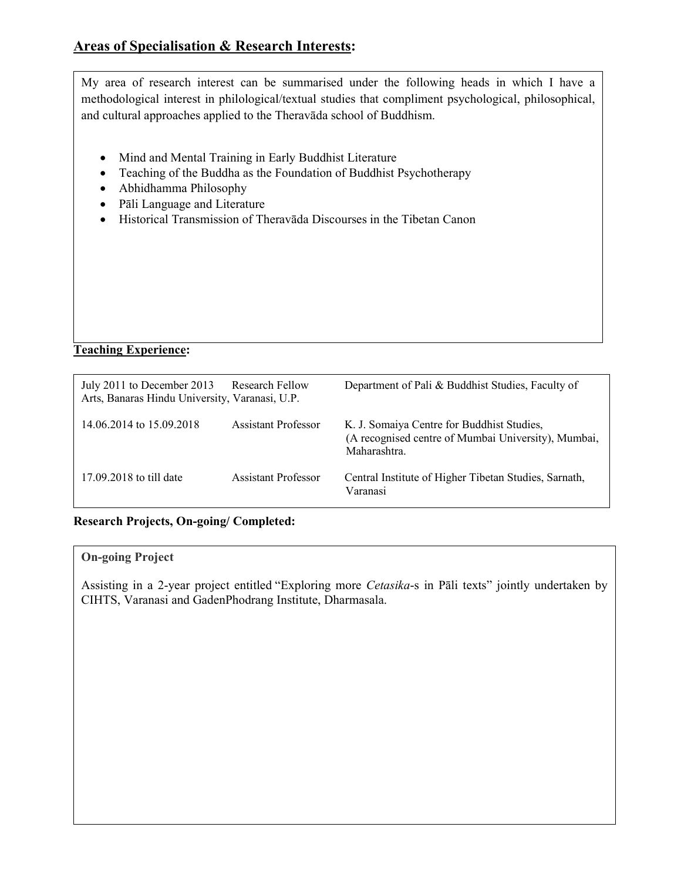## Areas of Specialisation & Research Interests:

My area of research interest can be summarised under the following heads in which I have a methodological interest in philological/textual studies that compliment psychological, philosophical, and cultural approaches applied to the Theravāda school of Buddhism.

- Mind and Mental Training in Early Buddhist Literature
- Teaching of the Buddha as the Foundation of Buddhist Psychotherapy
- Abhidhamma Philosophy
- Pāli Language and Literature
- Historical Transmission of Theravāda Discourses in the Tibetan Canon

## Teaching Experience:

| | | |
|---|---|---|
| July 2011 to December 2013 | Research Fellow | Department of Pali & Buddhist Studies, Faculty of Arts, Banaras Hindu University, Varanasi, U.P. |
| 14.06.2014 to 15.09.2018 | Assistant Professor | K. J. Somaiya Centre for Buddhist Studies, (A recognised centre of Mumbai University), Mumbai, Maharashtra. |
| 17.09.2018 to till date | Assistant Professor | Central Institute of Higher Tibetan Studies, Sarnath, Varanasi |

**Research Projects, On-going/ Completed:**

**On-going Project**

Assisting in a 2-year project entitled "Exploring more *Cetasika*-s in Pāli texts" jointly undertaken by CIHTS, Varanasi and GadenPhodrang Institute, Dharmasala.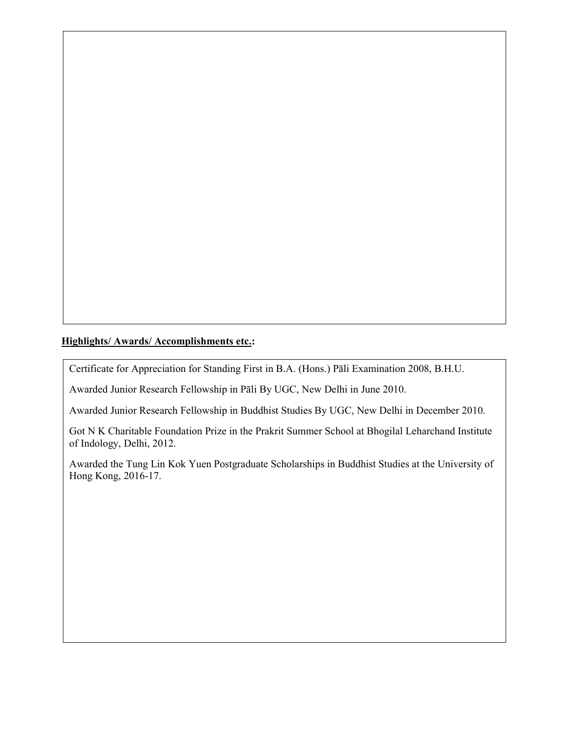**<u>Highlights/ Awards/ Accomplishments etc.</u>:**

Certificate for Appreciation for Standing First in B.A. (Hons.) Pāli Examination 2008, B.H.U.

Awarded Junior Research Fellowship in Pāli By UGC, New Delhi in June 2010.

Awarded Junior Research Fellowship in Buddhist Studies By UGC, New Delhi in December 2010.

Got N K Charitable Foundation Prize in the Prakrit Summer School at Bhogilal Leharchand Institute of Indology, Delhi, 2012.

Awarded the Tung Lin Kok Yuen Postgraduate Scholarships in Buddhist Studies at the University of Hong Kong, 2016-17.